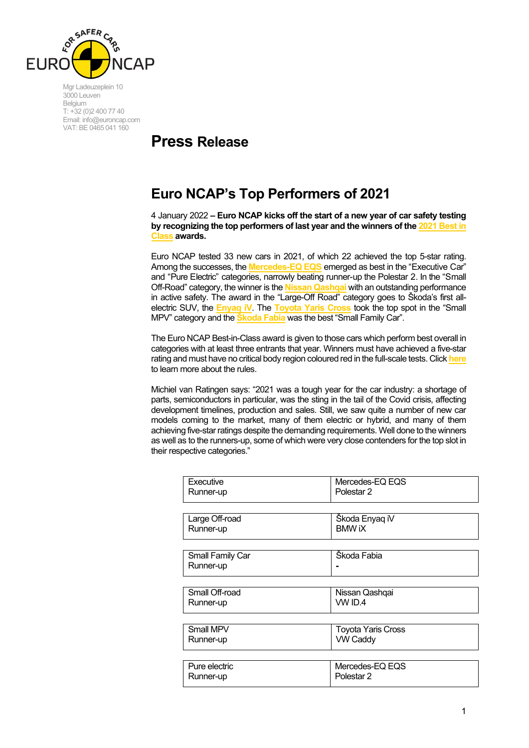Mgr Ladeuzeplein 10
3000 Leuven
Belgium
T: +32 (0)2 400 77 40
Email: info@euroncap.com
VAT: BE 0465 041 160

# Press Release

## Euro NCAP's Top Performers of 2021

4 January 2022 **– Euro NCAP kicks off the start of a new year of car safety testing by recognizing the top performers of last year and the winners of the 2021 Best in Class awards.**

Euro NCAP tested 33 new cars in 2021, of which 22 achieved the top 5-star rating. Among the successes, the Mercedes-EQ EQS emerged as best in the "Executive Car" and "Pure Electric" categories, narrowly beating runner-up the Polestar 2. In the "Small Off-Road" category, the winner is the Nissan Qashqai with an outstanding performance in active safety. The award in the "Large-Off Road" category goes to Škoda's first all-electric SUV, the Enyaq iV. The Toyota Yaris Cross took the top spot in the "Small MPV" category and the Škoda Fabia was the best "Small Family Car".

The Euro NCAP Best-in-Class award is given to those cars which perform best overall in categories with at least three entrants that year. Winners must have achieved a five-star rating and must have no critical body region coloured red in the full-scale tests. Click here to learn more about the rules.

Michiel van Ratingen says: "2021 was a tough year for the car industry: a shortage of parts, semiconductors in particular, was the sting in the tail of the Covid crisis, affecting development timelines, production and sales. Still, we saw quite a number of new car models coming to the market, many of them electric or hybrid, and many of them achieving five-star ratings despite the demanding requirements. Well done to the winners as well as to the runners-up, some of which were very close contenders for the top slot in their respective categories."

| Category | Car |
|---|---|
| Executive | Mercedes-EQ EQS |
| Runner-up | Polestar 2 |
| Large Off-road | Škoda Enyaq iV |
| Runner-up | BMW iX |
| Small Family Car | Škoda Fabia |
| Runner-up | - |
| Small Off-road | Nissan Qashqai |
| Runner-up | VW ID.4 |
| Small MPV | Toyota Yaris Cross |
| Runner-up | VW Caddy |
| Pure electric | Mercedes-EQ EQS |
| Runner-up | Polestar 2 |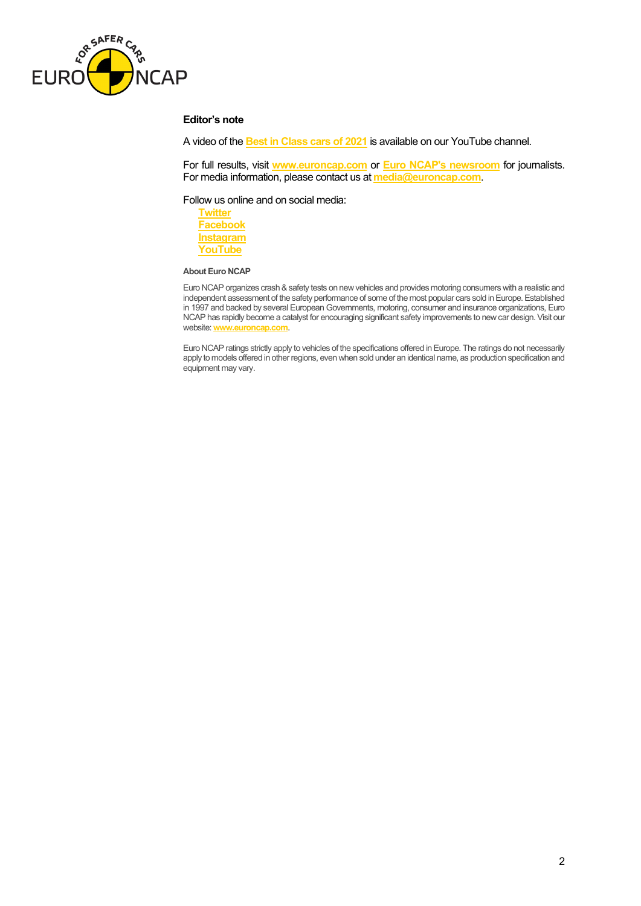**Editor's note**

A video of the **Best in Class cars of 2021** is available on our YouTube channel.

For full results, visit **www.euroncap.com** or **Euro NCAP's newsroom** for journalists. For media information, please contact us at **media@euroncap.com**.

Follow us online and on social media:

- **Twitter**
- **Facebook**
- **Instagram**
- **YouTube**

**About Euro NCAP**

Euro NCAP organizes crash & safety tests on new vehicles and provides motoring consumers with a realistic and independent assessment of the safety performance of some of the most popular cars sold in Europe. Established in 1997 and backed by several European Governments, motoring, consumer and insurance organizations, Euro NCAP has rapidly become a catalyst for encouraging significant safety improvements to new car design. Visit our website: **www.euroncap.com**.

Euro NCAP ratings strictly apply to vehicles of the specifications offered in Europe. The ratings do not necessarily apply to models offered in other regions, even when sold under an identical name, as production specification and equipment may vary.